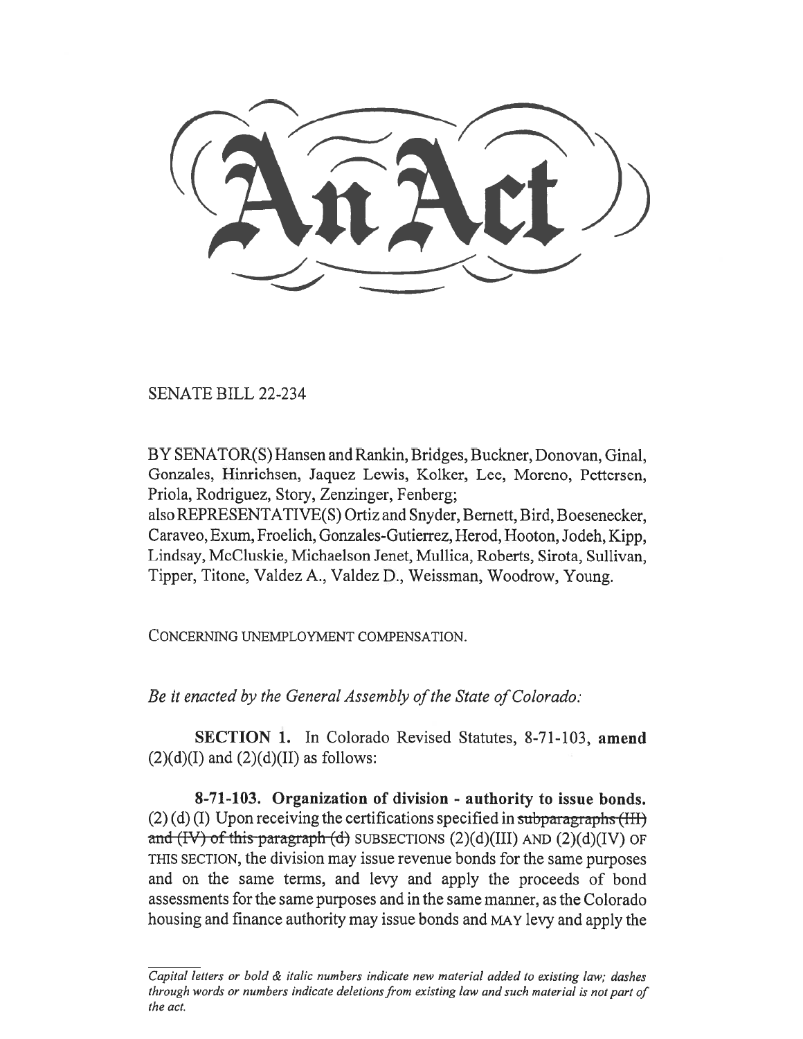# An Act

SENATE BILL 22-234

BY SENATOR(S) Hansen and Rankin, Bridges, Buckner, Donovan, Ginal, Gonzales, Hinrichsen, Jaquez Lewis, Kolker, Lee, Moreno, Pettersen, Priola, Rodriguez, Story, Zenzinger, Fenberg;
also REPRESENTATIVE(S) Ortiz and Snyder, Bernett, Bird, Boesenecker, Caraveo, Exum, Froelich, Gonzales-Gutierrez, Herod, Hooton, Jodeh, Kipp, Lindsay, McCluskie, Michaelson Jenet, Mullica, Roberts, Sirota, Sullivan, Tipper, Titone, Valdez A., Valdez D., Weissman, Woodrow, Young.

CONCERNING UNEMPLOYMENT COMPENSATION.

*Be it enacted by the General Assembly of the State of Colorado:*

**SECTION 1.** In Colorado Revised Statutes, 8-71-103, **amend** (2)(d)(I) and (2)(d)(II) as follows:

**8-71-103. Organization of division - authority to issue bonds.** (2) (d) (I) Upon receiving the certifications specified in ~~subparagraphs (III) and (IV) of this paragraph (d)~~ SUBSECTIONS (2)(d)(III) AND (2)(d)(IV) OF THIS SECTION, the division may issue revenue bonds for the same purposes and on the same terms, and levy and apply the proceeds of bond assessments for the same purposes and in the same manner, as the Colorado housing and finance authority may issue bonds and MAY levy and apply the

*Capital letters or bold & italic numbers indicate new material added to existing law; dashes through words or numbers indicate deletions from existing law and such material is not part of the act.*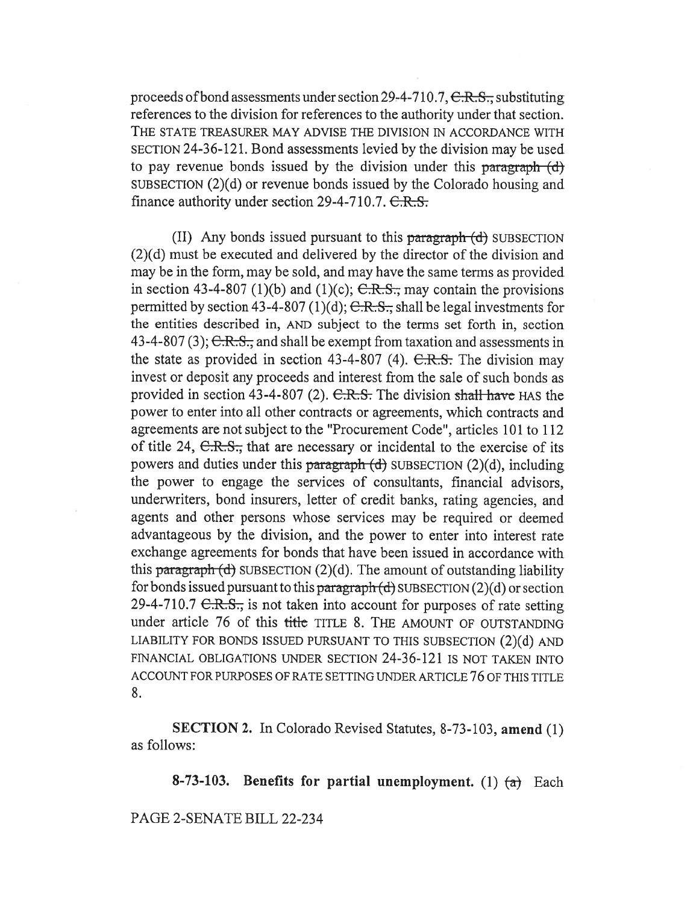proceeds of bond assessments under section 29-4-710.7, ~~C.R.S.,~~ substituting references to the division for references to the authority under that section. THE STATE TREASURER MAY ADVISE THE DIVISION IN ACCORDANCE WITH SECTION 24-36-121. Bond assessments levied by the division may be used to pay revenue bonds issued by the division under this ~~paragraph (d)~~ SUBSECTION (2)(d) or revenue bonds issued by the Colorado housing and finance authority under section 29-4-710.7. ~~C.R.S.~~

(II) Any bonds issued pursuant to this ~~paragraph (d)~~ SUBSECTION (2)(d) must be executed and delivered by the director of the division and may be in the form, may be sold, and may have the same terms as provided in section 43-4-807 (1)(b) and (1)(c); ~~C.R.S.,~~ may contain the provisions permitted by section 43-4-807 (1)(d); ~~C.R.S.,~~ shall be legal investments for the entities described in, AND subject to the terms set forth in, section 43-4-807 (3); ~~C.R.S.,~~ and shall be exempt from taxation and assessments in the state as provided in section 43-4-807 (4). ~~C.R.S.~~ The division may invest or deposit any proceeds and interest from the sale of such bonds as provided in section 43-4-807 (2). ~~C.R.S.~~ The division ~~shall have~~ HAS the power to enter into all other contracts or agreements, which contracts and agreements are not subject to the "Procurement Code", articles 101 to 112 of title 24, ~~C.R.S.,~~ that are necessary or incidental to the exercise of its powers and duties under this ~~paragraph (d)~~ SUBSECTION (2)(d), including the power to engage the services of consultants, financial advisors, underwriters, bond insurers, letter of credit banks, rating agencies, and agents and other persons whose services may be required or deemed advantageous by the division, and the power to enter into interest rate exchange agreements for bonds that have been issued in accordance with this ~~paragraph (d)~~ SUBSECTION (2)(d). The amount of outstanding liability for bonds issued pursuant to this ~~paragraph (d)~~ SUBSECTION (2)(d) or section 29-4-710.7 ~~C.R.S.,~~ is not taken into account for purposes of rate setting under article 76 of this ~~title~~ TITLE 8. THE AMOUNT OF OUTSTANDING LIABILITY FOR BONDS ISSUED PURSUANT TO THIS SUBSECTION (2)(d) AND FINANCIAL OBLIGATIONS UNDER SECTION 24-36-121 IS NOT TAKEN INTO ACCOUNT FOR PURPOSES OF RATE SETTING UNDER ARTICLE 76 OF THIS TITLE 8.

**SECTION 2.** In Colorado Revised Statutes, 8-73-103, **amend** (1) as follows:

**8-73-103. Benefits for partial unemployment.** (1) ~~(a)~~ Each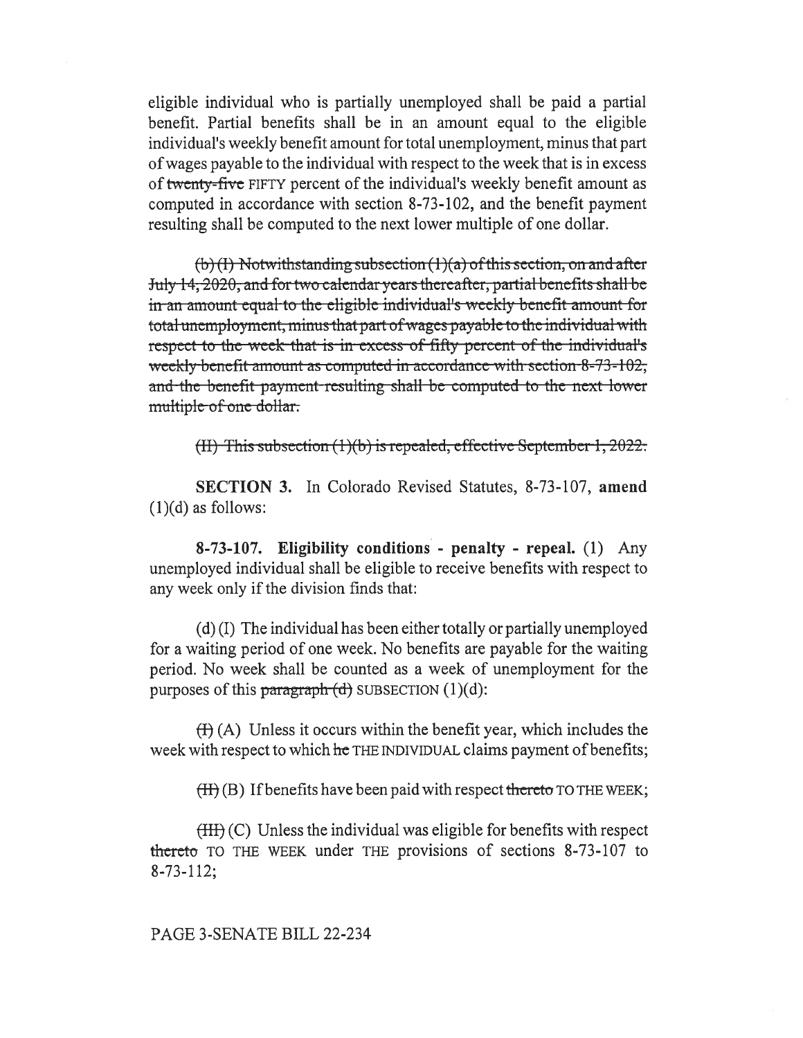eligible individual who is partially unemployed shall be paid a partial benefit. Partial benefits shall be in an amount equal to the eligible individual's weekly benefit amount for total unemployment, minus that part of wages payable to the individual with respect to the week that is in excess of ~~twenty-five~~ FIFTY percent of the individual's weekly benefit amount as computed in accordance with section 8-73-102, and the benefit payment resulting shall be computed to the next lower multiple of one dollar.

~~(b) (I) Notwithstanding subsection (1)(a) of this section, on and after July 14, 2020, and for two calendar years thereafter, partial benefits shall be in an amount equal to the eligible individual's weekly benefit amount for total unemployment, minus that part of wages payable to the individual with respect to the week that is in excess of fifty percent of the individual's weekly benefit amount as computed in accordance with section 8-73-102, and the benefit payment resulting shall be computed to the next lower multiple of one dollar.~~

~~(II) This subsection (1)(b) is repealed, effective September 1, 2022.~~

**SECTION 3.** In Colorado Revised Statutes, 8-73-107, **amend** (1)(d) as follows:

**8-73-107. Eligibility conditions - penalty - repeal.** (1) Any unemployed individual shall be eligible to receive benefits with respect to any week only if the division finds that:

(d) (I) The individual has been either totally or partially unemployed for a waiting period of one week. No benefits are payable for the waiting period. No week shall be counted as a week of unemployment for the purposes of this ~~paragraph (d)~~ SUBSECTION (1)(d):

~~(I)~~ (A) Unless it occurs within the benefit year, which includes the week with respect to which ~~he~~ THE INDIVIDUAL claims payment of benefits;

~~(II)~~ (B) If benefits have been paid with respect ~~thereto~~ TO THE WEEK;

~~(III)~~ (C) Unless the individual was eligible for benefits with respect ~~thereto~~ TO THE WEEK under THE provisions of sections 8-73-107 to 8-73-112;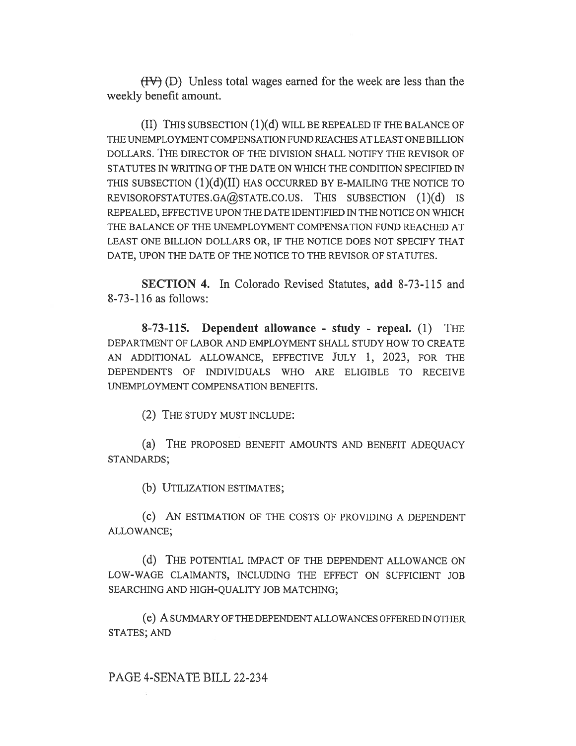~~(IV)~~ (D) Unless total wages earned for the week are less than the weekly benefit amount.

(II) THIS SUBSECTION (1)(d) WILL BE REPEALED IF THE BALANCE OF THE UNEMPLOYMENT COMPENSATION FUND REACHES AT LEAST ONE BILLION DOLLARS. THE DIRECTOR OF THE DIVISION SHALL NOTIFY THE REVISOR OF STATUTES IN WRITING OF THE DATE ON WHICH THE CONDITION SPECIFIED IN THIS SUBSECTION (1)(d)(II) HAS OCCURRED BY E-MAILING THE NOTICE TO REVISOROFSTATUTES.GA@STATE.CO.US. THIS SUBSECTION (1)(d) IS REPEALED, EFFECTIVE UPON THE DATE IDENTIFIED IN THE NOTICE ON WHICH THE BALANCE OF THE UNEMPLOYMENT COMPENSATION FUND REACHED AT LEAST ONE BILLION DOLLARS OR, IF THE NOTICE DOES NOT SPECIFY THAT DATE, UPON THE DATE OF THE NOTICE TO THE REVISOR OF STATUTES.

**SECTION 4.** In Colorado Revised Statutes, **add** 8-73-115 and 8-73-116 as follows:

**8-73-115. Dependent allowance - study - repeal.** (1) THE DEPARTMENT OF LABOR AND EMPLOYMENT SHALL STUDY HOW TO CREATE AN ADDITIONAL ALLOWANCE, EFFECTIVE JULY 1, 2023, FOR THE DEPENDENTS OF INDIVIDUALS WHO ARE ELIGIBLE TO RECEIVE UNEMPLOYMENT COMPENSATION BENEFITS.

(2) THE STUDY MUST INCLUDE:

(a) THE PROPOSED BENEFIT AMOUNTS AND BENEFIT ADEQUACY STANDARDS;

(b) UTILIZATION ESTIMATES;

(c) AN ESTIMATION OF THE COSTS OF PROVIDING A DEPENDENT ALLOWANCE;

(d) THE POTENTIAL IMPACT OF THE DEPENDENT ALLOWANCE ON LOW-WAGE CLAIMANTS, INCLUDING THE EFFECT ON SUFFICIENT JOB SEARCHING AND HIGH-QUALITY JOB MATCHING;

(e) A SUMMARY OF THE DEPENDENT ALLOWANCES OFFERED IN OTHER STATES; AND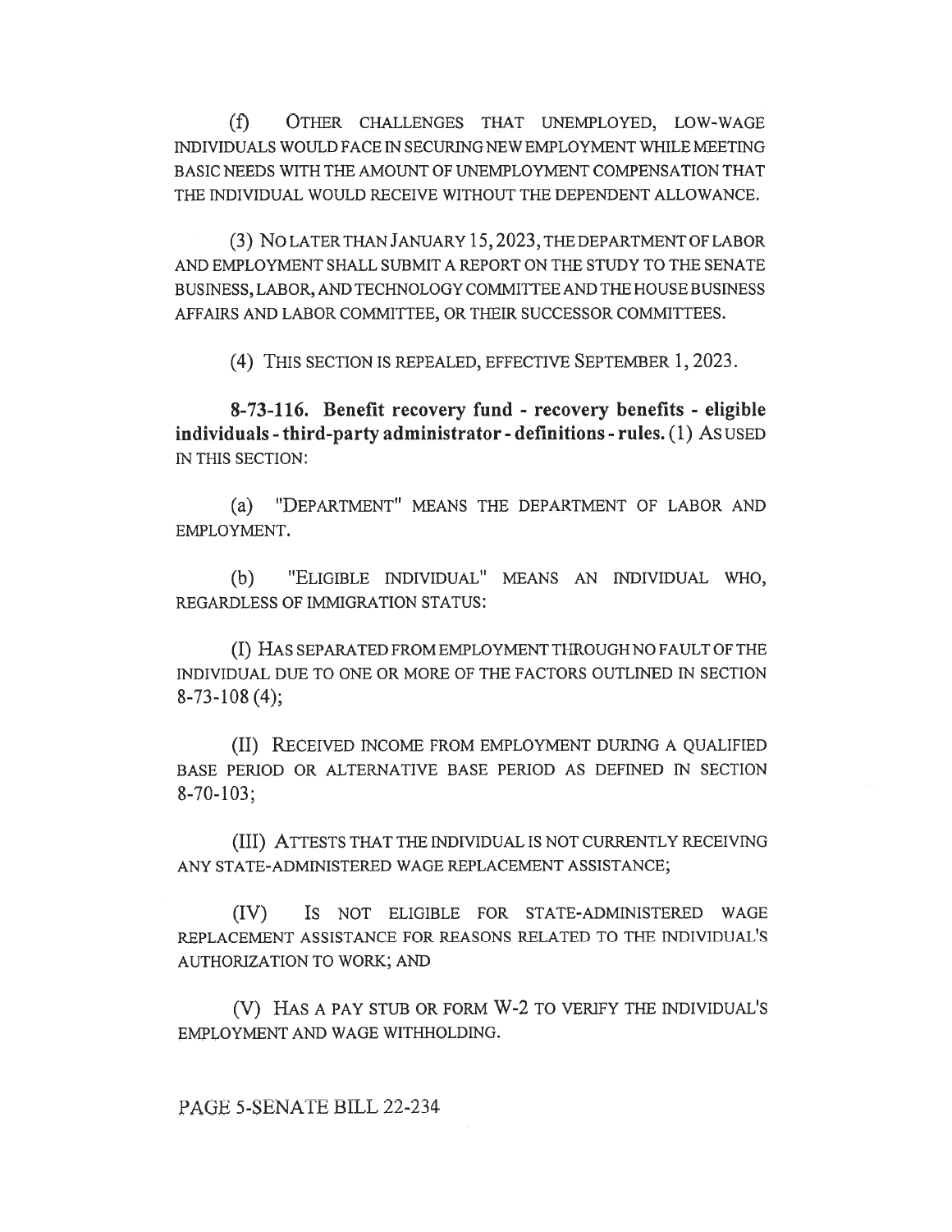(f) OTHER CHALLENGES THAT UNEMPLOYED, LOW-WAGE INDIVIDUALS WOULD FACE IN SECURING NEW EMPLOYMENT WHILE MEETING BASIC NEEDS WITH THE AMOUNT OF UNEMPLOYMENT COMPENSATION THAT THE INDIVIDUAL WOULD RECEIVE WITHOUT THE DEPENDENT ALLOWANCE.

(3) NO LATER THAN JANUARY 15, 2023, THE DEPARTMENT OF LABOR AND EMPLOYMENT SHALL SUBMIT A REPORT ON THE STUDY TO THE SENATE BUSINESS, LABOR, AND TECHNOLOGY COMMITTEE AND THE HOUSE BUSINESS AFFAIRS AND LABOR COMMITTEE, OR THEIR SUCCESSOR COMMITTEES.

(4) THIS SECTION IS REPEALED, EFFECTIVE SEPTEMBER 1, 2023.

**8-73-116. Benefit recovery fund - recovery benefits - eligible individuals - third-party administrator - definitions - rules.** (1) AS USED IN THIS SECTION:

(a) "DEPARTMENT" MEANS THE DEPARTMENT OF LABOR AND EMPLOYMENT.

(b) "ELIGIBLE INDIVIDUAL" MEANS AN INDIVIDUAL WHO, REGARDLESS OF IMMIGRATION STATUS:

(I) HAS SEPARATED FROM EMPLOYMENT THROUGH NO FAULT OF THE INDIVIDUAL DUE TO ONE OR MORE OF THE FACTORS OUTLINED IN SECTION 8-73-108 (4);

(II) RECEIVED INCOME FROM EMPLOYMENT DURING A QUALIFIED BASE PERIOD OR ALTERNATIVE BASE PERIOD AS DEFINED IN SECTION 8-70-103;

(III) ATTESTS THAT THE INDIVIDUAL IS NOT CURRENTLY RECEIVING ANY STATE-ADMINISTERED WAGE REPLACEMENT ASSISTANCE;

(IV) IS NOT ELIGIBLE FOR STATE-ADMINISTERED WAGE REPLACEMENT ASSISTANCE FOR REASONS RELATED TO THE INDIVIDUAL'S AUTHORIZATION TO WORK; AND

(V) HAS A PAY STUB OR FORM W-2 TO VERIFY THE INDIVIDUAL'S EMPLOYMENT AND WAGE WITHHOLDING.

PAGE 5-SENATE BILL 22-234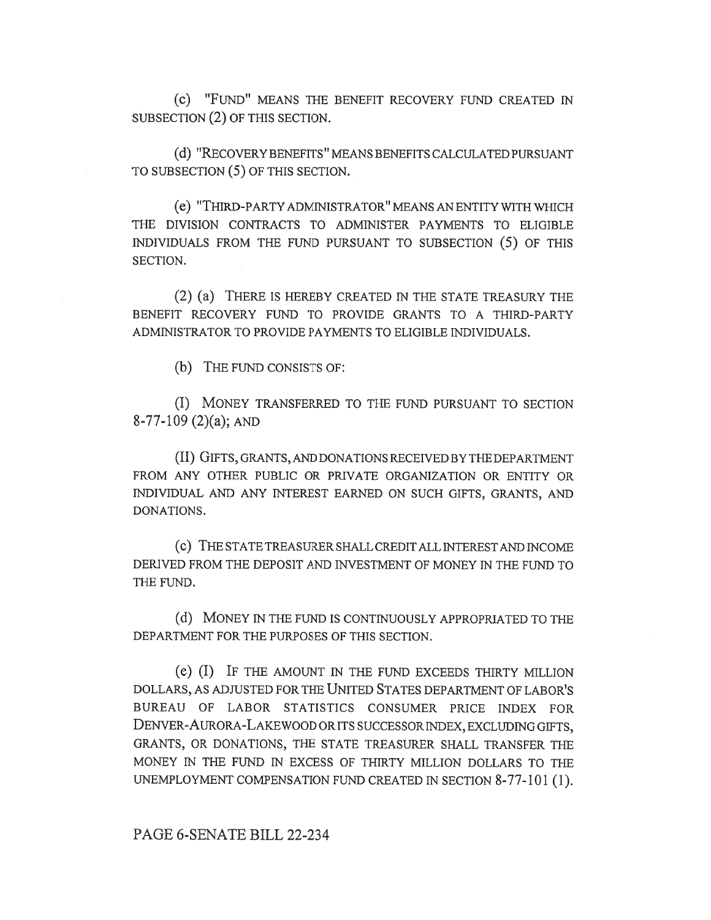(c) "FUND" MEANS THE BENEFIT RECOVERY FUND CREATED IN SUBSECTION (2) OF THIS SECTION.

(d) "RECOVERY BENEFITS" MEANS BENEFITS CALCULATED PURSUANT TO SUBSECTION (5) OF THIS SECTION.

(e) "THIRD-PARTY ADMINISTRATOR" MEANS AN ENTITY WITH WHICH THE DIVISION CONTRACTS TO ADMINISTER PAYMENTS TO ELIGIBLE INDIVIDUALS FROM THE FUND PURSUANT TO SUBSECTION (5) OF THIS SECTION.

(2) (a) THERE IS HEREBY CREATED IN THE STATE TREASURY THE BENEFIT RECOVERY FUND TO PROVIDE GRANTS TO A THIRD-PARTY ADMINISTRATOR TO PROVIDE PAYMENTS TO ELIGIBLE INDIVIDUALS.

(b) THE FUND CONSISTS OF:

(I) MONEY TRANSFERRED TO THE FUND PURSUANT TO SECTION 8-77-109 (2)(a); AND

(II) GIFTS, GRANTS, AND DONATIONS RECEIVED BY THE DEPARTMENT FROM ANY OTHER PUBLIC OR PRIVATE ORGANIZATION OR ENTITY OR INDIVIDUAL AND ANY INTEREST EARNED ON SUCH GIFTS, GRANTS, AND DONATIONS.

(c) THE STATE TREASURER SHALL CREDIT ALL INTEREST AND INCOME DERIVED FROM THE DEPOSIT AND INVESTMENT OF MONEY IN THE FUND TO THE FUND.

(d) MONEY IN THE FUND IS CONTINUOUSLY APPROPRIATED TO THE DEPARTMENT FOR THE PURPOSES OF THIS SECTION.

(e) (I) IF THE AMOUNT IN THE FUND EXCEEDS THIRTY MILLION DOLLARS, AS ADJUSTED FOR THE UNITED STATES DEPARTMENT OF LABOR'S BUREAU OF LABOR STATISTICS CONSUMER PRICE INDEX FOR DENVER-AURORA-LAKEWOOD OR ITS SUCCESSOR INDEX, EXCLUDING GIFTS, GRANTS, OR DONATIONS, THE STATE TREASURER SHALL TRANSFER THE MONEY IN THE FUND IN EXCESS OF THIRTY MILLION DOLLARS TO THE UNEMPLOYMENT COMPENSATION FUND CREATED IN SECTION 8-77-101 (1).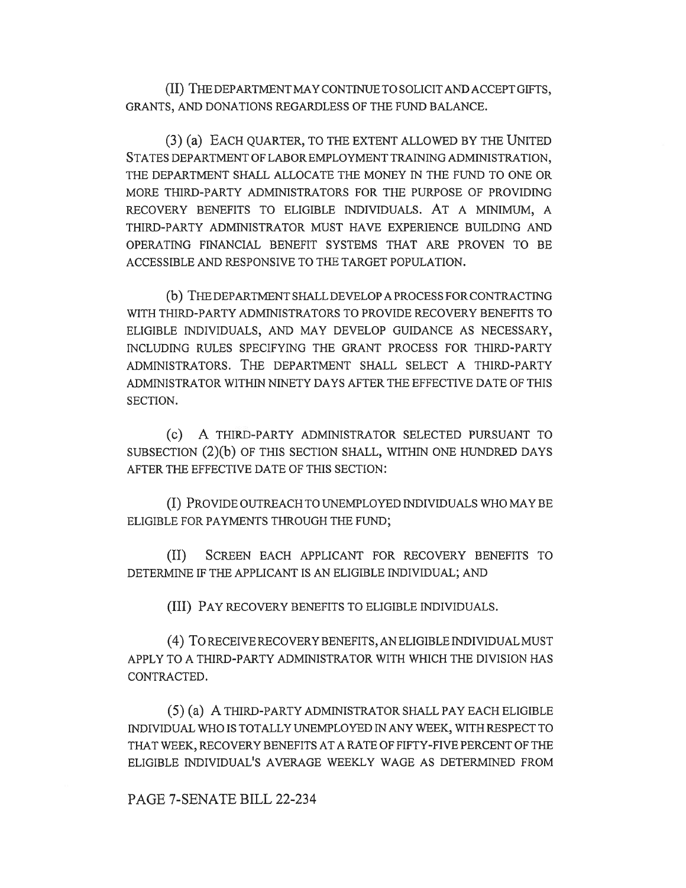(II) THE DEPARTMENT MAY CONTINUE TO SOLICIT AND ACCEPT GIFTS, GRANTS, AND DONATIONS REGARDLESS OF THE FUND BALANCE.

(3) (a) EACH QUARTER, TO THE EXTENT ALLOWED BY THE UNITED STATES DEPARTMENT OF LABOR EMPLOYMENT TRAINING ADMINISTRATION, THE DEPARTMENT SHALL ALLOCATE THE MONEY IN THE FUND TO ONE OR MORE THIRD-PARTY ADMINISTRATORS FOR THE PURPOSE OF PROVIDING RECOVERY BENEFITS TO ELIGIBLE INDIVIDUALS. AT A MINIMUM, A THIRD-PARTY ADMINISTRATOR MUST HAVE EXPERIENCE BUILDING AND OPERATING FINANCIAL BENEFIT SYSTEMS THAT ARE PROVEN TO BE ACCESSIBLE AND RESPONSIVE TO THE TARGET POPULATION.

(b) THE DEPARTMENT SHALL DEVELOP A PROCESS FOR CONTRACTING WITH THIRD-PARTY ADMINISTRATORS TO PROVIDE RECOVERY BENEFITS TO ELIGIBLE INDIVIDUALS, AND MAY DEVELOP GUIDANCE AS NECESSARY, INCLUDING RULES SPECIFYING THE GRANT PROCESS FOR THIRD-PARTY ADMINISTRATORS. THE DEPARTMENT SHALL SELECT A THIRD-PARTY ADMINISTRATOR WITHIN NINETY DAYS AFTER THE EFFECTIVE DATE OF THIS SECTION.

(c) A THIRD-PARTY ADMINISTRATOR SELECTED PURSUANT TO SUBSECTION (2)(b) OF THIS SECTION SHALL, WITHIN ONE HUNDRED DAYS AFTER THE EFFECTIVE DATE OF THIS SECTION:

(I) PROVIDE OUTREACH TO UNEMPLOYED INDIVIDUALS WHO MAY BE ELIGIBLE FOR PAYMENTS THROUGH THE FUND;

(II) SCREEN EACH APPLICANT FOR RECOVERY BENEFITS TO DETERMINE IF THE APPLICANT IS AN ELIGIBLE INDIVIDUAL; AND

(III) PAY RECOVERY BENEFITS TO ELIGIBLE INDIVIDUALS.

(4) TO RECEIVE RECOVERY BENEFITS, AN ELIGIBLE INDIVIDUAL MUST APPLY TO A THIRD-PARTY ADMINISTRATOR WITH WHICH THE DIVISION HAS CONTRACTED.

(5) (a) A THIRD-PARTY ADMINISTRATOR SHALL PAY EACH ELIGIBLE INDIVIDUAL WHO IS TOTALLY UNEMPLOYED IN ANY WEEK, WITH RESPECT TO THAT WEEK, RECOVERY BENEFITS AT A RATE OF FIFTY-FIVE PERCENT OF THE ELIGIBLE INDIVIDUAL'S AVERAGE WEEKLY WAGE AS DETERMINED FROM

PAGE 7-SENATE BILL 22-234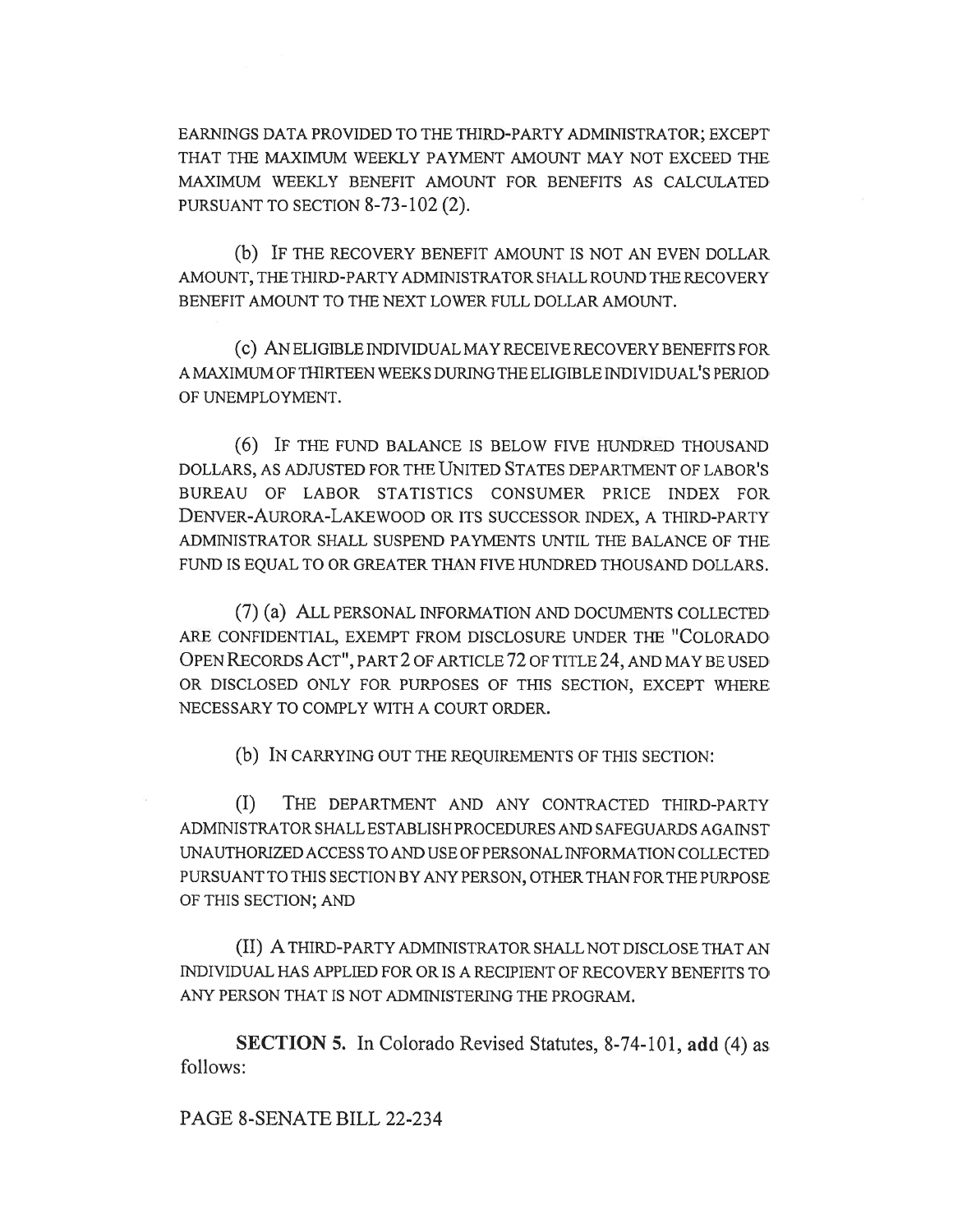EARNINGS DATA PROVIDED TO THE THIRD-PARTY ADMINISTRATOR; EXCEPT THAT THE MAXIMUM WEEKLY PAYMENT AMOUNT MAY NOT EXCEED THE MAXIMUM WEEKLY BENEFIT AMOUNT FOR BENEFITS AS CALCULATED PURSUANT TO SECTION 8-73-102 (2).

(b) IF THE RECOVERY BENEFIT AMOUNT IS NOT AN EVEN DOLLAR AMOUNT, THE THIRD-PARTY ADMINISTRATOR SHALL ROUND THE RECOVERY BENEFIT AMOUNT TO THE NEXT LOWER FULL DOLLAR AMOUNT.

(c) AN ELIGIBLE INDIVIDUAL MAY RECEIVE RECOVERY BENEFITS FOR A MAXIMUM OF THIRTEEN WEEKS DURING THE ELIGIBLE INDIVIDUAL'S PERIOD OF UNEMPLOYMENT.

(6) IF THE FUND BALANCE IS BELOW FIVE HUNDRED THOUSAND DOLLARS, AS ADJUSTED FOR THE UNITED STATES DEPARTMENT OF LABOR'S BUREAU OF LABOR STATISTICS CONSUMER PRICE INDEX FOR DENVER-AURORA-LAKEWOOD OR ITS SUCCESSOR INDEX, A THIRD-PARTY ADMINISTRATOR SHALL SUSPEND PAYMENTS UNTIL THE BALANCE OF THE FUND IS EQUAL TO OR GREATER THAN FIVE HUNDRED THOUSAND DOLLARS.

(7) (a) ALL PERSONAL INFORMATION AND DOCUMENTS COLLECTED ARE CONFIDENTIAL, EXEMPT FROM DISCLOSURE UNDER THE "COLORADO OPEN RECORDS ACT", PART 2 OF ARTICLE 72 OF TITLE 24, AND MAY BE USED OR DISCLOSED ONLY FOR PURPOSES OF THIS SECTION, EXCEPT WHERE NECESSARY TO COMPLY WITH A COURT ORDER.

(b) IN CARRYING OUT THE REQUIREMENTS OF THIS SECTION:

(I) THE DEPARTMENT AND ANY CONTRACTED THIRD-PARTY ADMINISTRATOR SHALL ESTABLISH PROCEDURES AND SAFEGUARDS AGAINST UNAUTHORIZED ACCESS TO AND USE OF PERSONAL INFORMATION COLLECTED PURSUANT TO THIS SECTION BY ANY PERSON, OTHER THAN FOR THE PURPOSE OF THIS SECTION; AND

(II) A THIRD-PARTY ADMINISTRATOR SHALL NOT DISCLOSE THAT AN INDIVIDUAL HAS APPLIED FOR OR IS A RECIPIENT OF RECOVERY BENEFITS TO ANY PERSON THAT IS NOT ADMINISTERING THE PROGRAM.

**SECTION 5.** In Colorado Revised Statutes, 8-74-101, **add** (4) as follows:

PAGE 8-SENATE BILL 22-234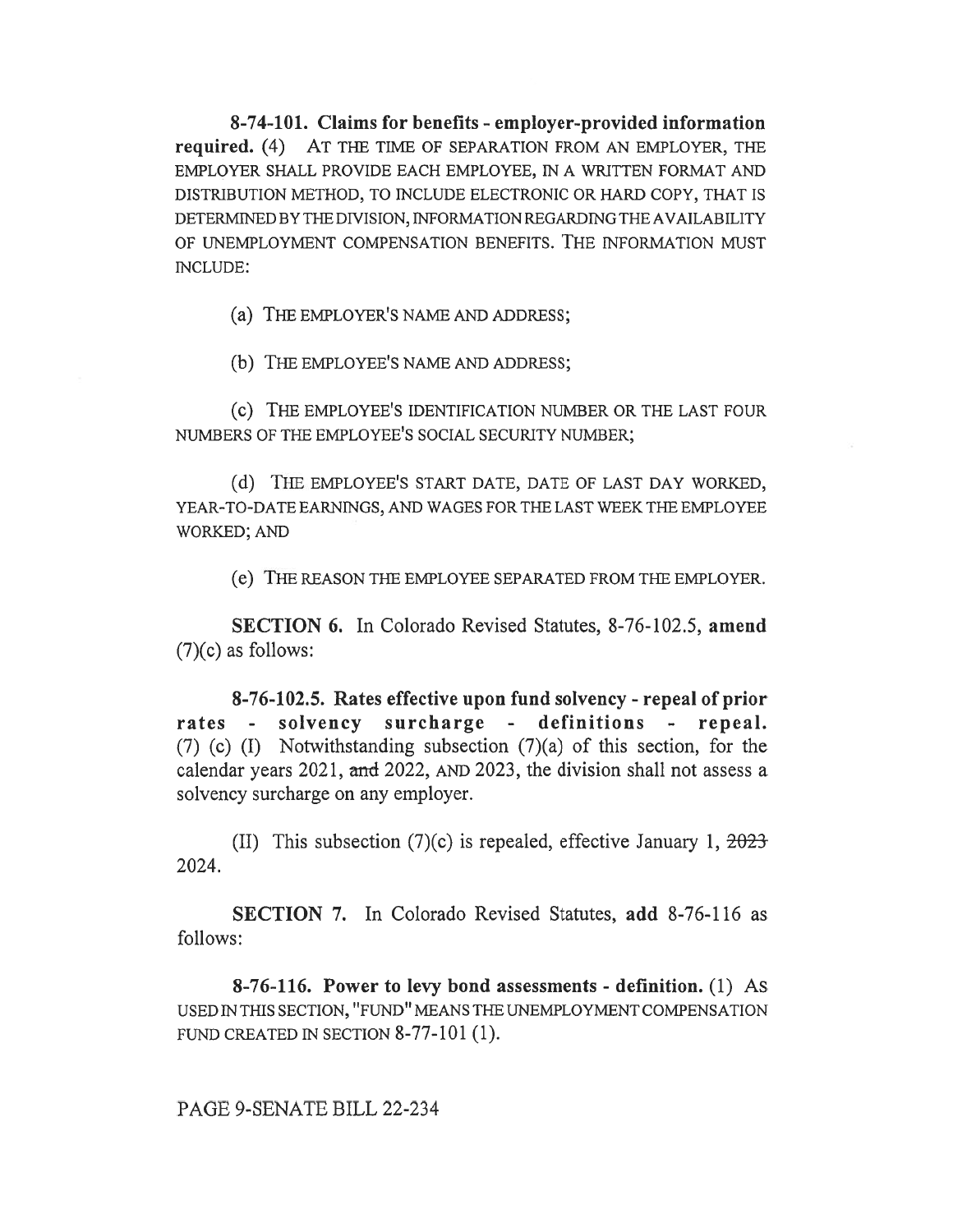**8-74-101. Claims for benefits - employer-provided information required.** (4) AT THE TIME OF SEPARATION FROM AN EMPLOYER, THE EMPLOYER SHALL PROVIDE EACH EMPLOYEE, IN A WRITTEN FORMAT AND DISTRIBUTION METHOD, TO INCLUDE ELECTRONIC OR HARD COPY, THAT IS DETERMINED BY THE DIVISION, INFORMATION REGARDING THE AVAILABILITY OF UNEMPLOYMENT COMPENSATION BENEFITS. THE INFORMATION MUST INCLUDE:

(a) THE EMPLOYER'S NAME AND ADDRESS;

(b) THE EMPLOYEE'S NAME AND ADDRESS;

(c) THE EMPLOYEE'S IDENTIFICATION NUMBER OR THE LAST FOUR NUMBERS OF THE EMPLOYEE'S SOCIAL SECURITY NUMBER;

(d) THE EMPLOYEE'S START DATE, DATE OF LAST DAY WORKED, YEAR-TO-DATE EARNINGS, AND WAGES FOR THE LAST WEEK THE EMPLOYEE WORKED; AND

(e) THE REASON THE EMPLOYEE SEPARATED FROM THE EMPLOYER.

**SECTION 6.** In Colorado Revised Statutes, 8-76-102.5, **amend** (7)(c) as follows:

**8-76-102.5. Rates effective upon fund solvency - repeal of prior rates - solvency surcharge - definitions - repeal.** (7) (c) (I) Notwithstanding subsection (7)(a) of this section, for the calendar years 2021, ~~and~~ 2022, AND 2023, the division shall not assess a solvency surcharge on any employer.

(II) This subsection (7)(c) is repealed, effective January 1, ~~2023~~ 2024.

**SECTION 7.** In Colorado Revised Statutes, **add** 8-76-116 as follows:

**8-76-116. Power to levy bond assessments - definition.** (1) AS USED IN THIS SECTION, "FUND" MEANS THE UNEMPLOYMENT COMPENSATION FUND CREATED IN SECTION 8-77-101 (1).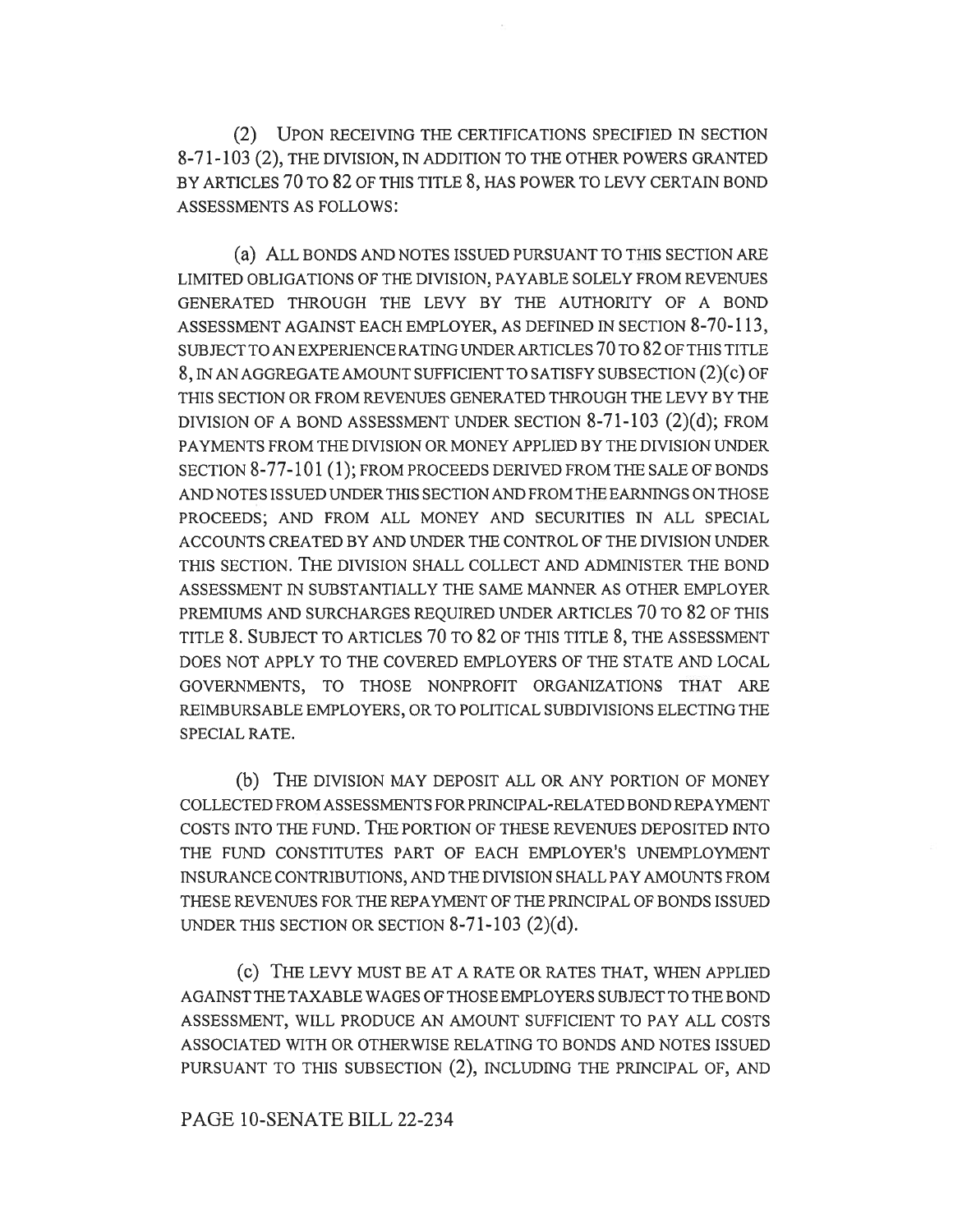(2) UPON RECEIVING THE CERTIFICATIONS SPECIFIED IN SECTION 8-71-103 (2), THE DIVISION, IN ADDITION TO THE OTHER POWERS GRANTED BY ARTICLES 70 TO 82 OF THIS TITLE 8, HAS POWER TO LEVY CERTAIN BOND ASSESSMENTS AS FOLLOWS:

(a) ALL BONDS AND NOTES ISSUED PURSUANT TO THIS SECTION ARE LIMITED OBLIGATIONS OF THE DIVISION, PAYABLE SOLELY FROM REVENUES GENERATED THROUGH THE LEVY BY THE AUTHORITY OF A BOND ASSESSMENT AGAINST EACH EMPLOYER, AS DEFINED IN SECTION 8-70-113, SUBJECT TO AN EXPERIENCE RATING UNDER ARTICLES 70 TO 82 OF THIS TITLE 8, IN AN AGGREGATE AMOUNT SUFFICIENT TO SATISFY SUBSECTION (2)(c) OF THIS SECTION OR FROM REVENUES GENERATED THROUGH THE LEVY BY THE DIVISION OF A BOND ASSESSMENT UNDER SECTION 8-71-103 (2)(d); FROM PAYMENTS FROM THE DIVISION OR MONEY APPLIED BY THE DIVISION UNDER SECTION 8-77-101 (1); FROM PROCEEDS DERIVED FROM THE SALE OF BONDS AND NOTES ISSUED UNDER THIS SECTION AND FROM THE EARNINGS ON THOSE PROCEEDS; AND FROM ALL MONEY AND SECURITIES IN ALL SPECIAL ACCOUNTS CREATED BY AND UNDER THE CONTROL OF THE DIVISION UNDER THIS SECTION. THE DIVISION SHALL COLLECT AND ADMINISTER THE BOND ASSESSMENT IN SUBSTANTIALLY THE SAME MANNER AS OTHER EMPLOYER PREMIUMS AND SURCHARGES REQUIRED UNDER ARTICLES 70 TO 82 OF THIS TITLE 8. SUBJECT TO ARTICLES 70 TO 82 OF THIS TITLE 8, THE ASSESSMENT DOES NOT APPLY TO THE COVERED EMPLOYERS OF THE STATE AND LOCAL GOVERNMENTS, TO THOSE NONPROFIT ORGANIZATIONS THAT ARE REIMBURSABLE EMPLOYERS, OR TO POLITICAL SUBDIVISIONS ELECTING THE SPECIAL RATE.

(b) THE DIVISION MAY DEPOSIT ALL OR ANY PORTION OF MONEY COLLECTED FROM ASSESSMENTS FOR PRINCIPAL-RELATED BOND REPAYMENT COSTS INTO THE FUND. THE PORTION OF THESE REVENUES DEPOSITED INTO THE FUND CONSTITUTES PART OF EACH EMPLOYER'S UNEMPLOYMENT INSURANCE CONTRIBUTIONS, AND THE DIVISION SHALL PAY AMOUNTS FROM THESE REVENUES FOR THE REPAYMENT OF THE PRINCIPAL OF BONDS ISSUED UNDER THIS SECTION OR SECTION 8-71-103 (2)(d).

(c) THE LEVY MUST BE AT A RATE OR RATES THAT, WHEN APPLIED AGAINST THE TAXABLE WAGES OF THOSE EMPLOYERS SUBJECT TO THE BOND ASSESSMENT, WILL PRODUCE AN AMOUNT SUFFICIENT TO PAY ALL COSTS ASSOCIATED WITH OR OTHERWISE RELATING TO BONDS AND NOTES ISSUED PURSUANT TO THIS SUBSECTION (2), INCLUDING THE PRINCIPAL OF, AND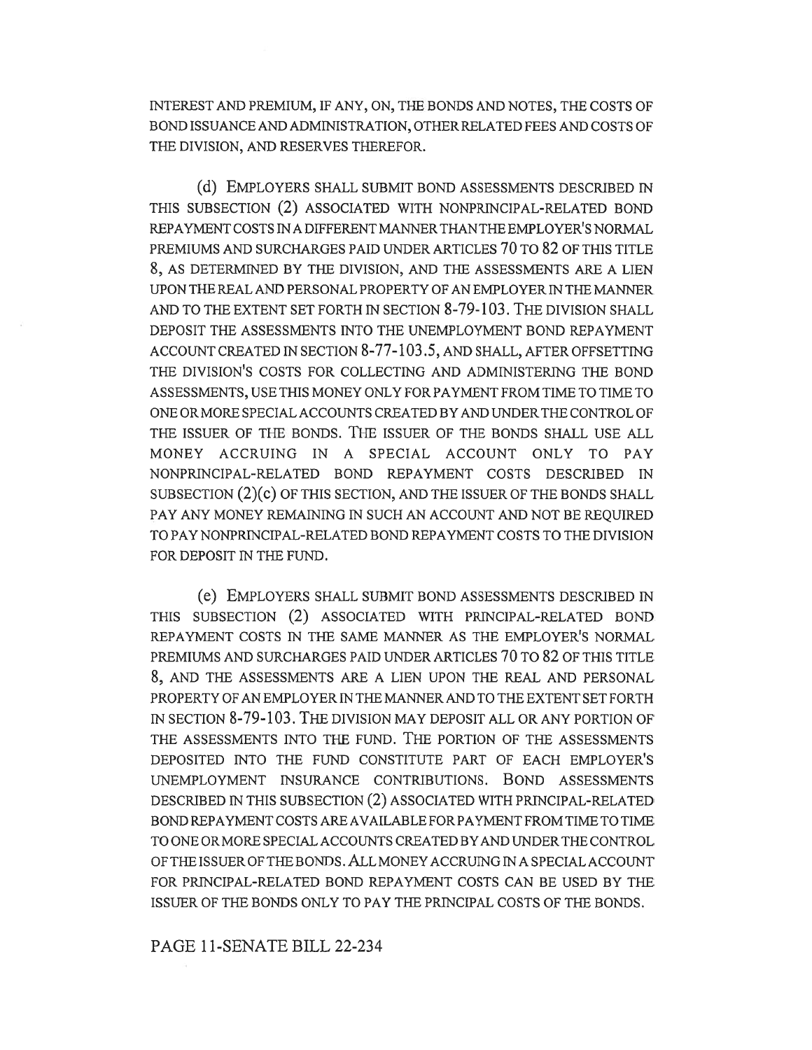INTEREST AND PREMIUM, IF ANY, ON, THE BONDS AND NOTES, THE COSTS OF BOND ISSUANCE AND ADMINISTRATION, OTHER RELATED FEES AND COSTS OF THE DIVISION, AND RESERVES THEREFOR.

(d) EMPLOYERS SHALL SUBMIT BOND ASSESSMENTS DESCRIBED IN THIS SUBSECTION (2) ASSOCIATED WITH NONPRINCIPAL-RELATED BOND REPAYMENT COSTS IN A DIFFERENT MANNER THAN THE EMPLOYER'S NORMAL PREMIUMS AND SURCHARGES PAID UNDER ARTICLES 70 TO 82 OF THIS TITLE 8, AS DETERMINED BY THE DIVISION, AND THE ASSESSMENTS ARE A LIEN UPON THE REAL AND PERSONAL PROPERTY OF AN EMPLOYER IN THE MANNER AND TO THE EXTENT SET FORTH IN SECTION 8-79-103. THE DIVISION SHALL DEPOSIT THE ASSESSMENTS INTO THE UNEMPLOYMENT BOND REPAYMENT ACCOUNT CREATED IN SECTION 8-77-103.5, AND SHALL, AFTER OFFSETTING THE DIVISION'S COSTS FOR COLLECTING AND ADMINISTERING THE BOND ASSESSMENTS, USE THIS MONEY ONLY FOR PAYMENT FROM TIME TO TIME TO ONE OR MORE SPECIAL ACCOUNTS CREATED BY AND UNDER THE CONTROL OF THE ISSUER OF THE BONDS. THE ISSUER OF THE BONDS SHALL USE ALL MONEY ACCRUING IN A SPECIAL ACCOUNT ONLY TO PAY NONPRINCIPAL-RELATED BOND REPAYMENT COSTS DESCRIBED IN SUBSECTION (2)(c) OF THIS SECTION, AND THE ISSUER OF THE BONDS SHALL PAY ANY MONEY REMAINING IN SUCH AN ACCOUNT AND NOT BE REQUIRED TO PAY NONPRINCIPAL-RELATED BOND REPAYMENT COSTS TO THE DIVISION FOR DEPOSIT IN THE FUND.

(e) EMPLOYERS SHALL SUBMIT BOND ASSESSMENTS DESCRIBED IN THIS SUBSECTION (2) ASSOCIATED WITH PRINCIPAL-RELATED BOND REPAYMENT COSTS IN THE SAME MANNER AS THE EMPLOYER'S NORMAL PREMIUMS AND SURCHARGES PAID UNDER ARTICLES 70 TO 82 OF THIS TITLE 8, AND THE ASSESSMENTS ARE A LIEN UPON THE REAL AND PERSONAL PROPERTY OF AN EMPLOYER IN THE MANNER AND TO THE EXTENT SET FORTH IN SECTION 8-79-103. THE DIVISION MAY DEPOSIT ALL OR ANY PORTION OF THE ASSESSMENTS INTO THE FUND. THE PORTION OF THE ASSESSMENTS DEPOSITED INTO THE FUND CONSTITUTE PART OF EACH EMPLOYER'S UNEMPLOYMENT INSURANCE CONTRIBUTIONS. BOND ASSESSMENTS DESCRIBED IN THIS SUBSECTION (2) ASSOCIATED WITH PRINCIPAL-RELATED BOND REPAYMENT COSTS ARE AVAILABLE FOR PAYMENT FROM TIME TO TIME TO ONE OR MORE SPECIAL ACCOUNTS CREATED BY AND UNDER THE CONTROL OF THE ISSUER OF THE BONDS. ALL MONEY ACCRUING IN A SPECIAL ACCOUNT FOR PRINCIPAL-RELATED BOND REPAYMENT COSTS CAN BE USED BY THE ISSUER OF THE BONDS ONLY TO PAY THE PRINCIPAL COSTS OF THE BONDS.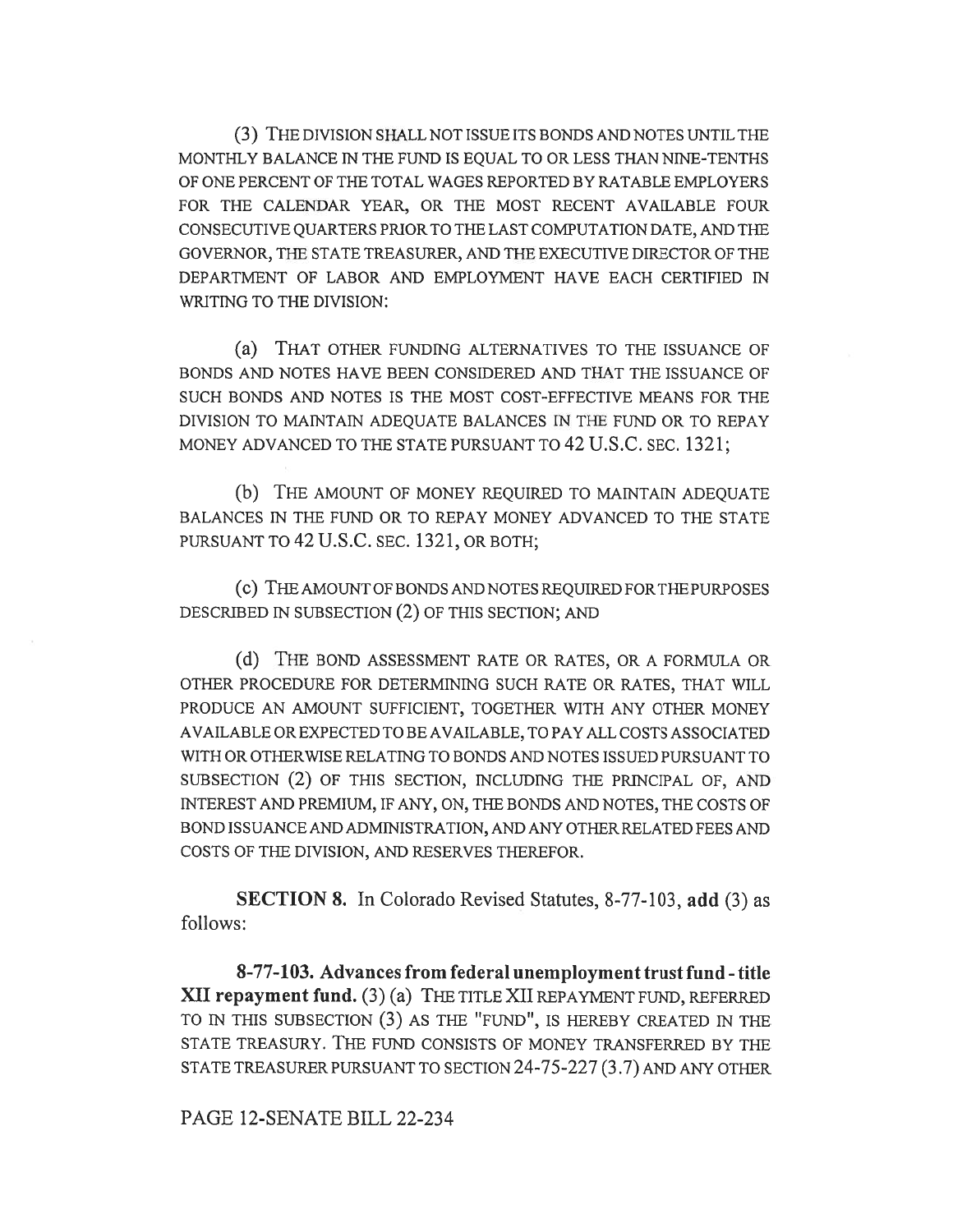(3) THE DIVISION SHALL NOT ISSUE ITS BONDS AND NOTES UNTIL THE MONTHLY BALANCE IN THE FUND IS EQUAL TO OR LESS THAN NINE-TENTHS OF ONE PERCENT OF THE TOTAL WAGES REPORTED BY RATABLE EMPLOYERS FOR THE CALENDAR YEAR, OR THE MOST RECENT AVAILABLE FOUR CONSECUTIVE QUARTERS PRIOR TO THE LAST COMPUTATION DATE, AND THE GOVERNOR, THE STATE TREASURER, AND THE EXECUTIVE DIRECTOR OF THE DEPARTMENT OF LABOR AND EMPLOYMENT HAVE EACH CERTIFIED IN WRITING TO THE DIVISION:

(a) THAT OTHER FUNDING ALTERNATIVES TO THE ISSUANCE OF BONDS AND NOTES HAVE BEEN CONSIDERED AND THAT THE ISSUANCE OF SUCH BONDS AND NOTES IS THE MOST COST-EFFECTIVE MEANS FOR THE DIVISION TO MAINTAIN ADEQUATE BALANCES IN THE FUND OR TO REPAY MONEY ADVANCED TO THE STATE PURSUANT TO 42 U.S.C. SEC. 1321;

(b) THE AMOUNT OF MONEY REQUIRED TO MAINTAIN ADEQUATE BALANCES IN THE FUND OR TO REPAY MONEY ADVANCED TO THE STATE PURSUANT TO 42 U.S.C. SEC. 1321, OR BOTH;

(c) THE AMOUNT OF BONDS AND NOTES REQUIRED FOR THE PURPOSES DESCRIBED IN SUBSECTION (2) OF THIS SECTION; AND

(d) THE BOND ASSESSMENT RATE OR RATES, OR A FORMULA OR OTHER PROCEDURE FOR DETERMINING SUCH RATE OR RATES, THAT WILL PRODUCE AN AMOUNT SUFFICIENT, TOGETHER WITH ANY OTHER MONEY AVAILABLE OR EXPECTED TO BE AVAILABLE, TO PAY ALL COSTS ASSOCIATED WITH OR OTHERWISE RELATING TO BONDS AND NOTES ISSUED PURSUANT TO SUBSECTION (2) OF THIS SECTION, INCLUDING THE PRINCIPAL OF, AND INTEREST AND PREMIUM, IF ANY, ON, THE BONDS AND NOTES, THE COSTS OF BOND ISSUANCE AND ADMINISTRATION, AND ANY OTHER RELATED FEES AND COSTS OF THE DIVISION, AND RESERVES THEREFOR.

**SECTION 8.** In Colorado Revised Statutes, 8-77-103, **add** (3) as follows:

**8-77-103. Advances from federal unemployment trust fund - title XII repayment fund.** (3) (a) THE TITLE XII REPAYMENT FUND, REFERRED TO IN THIS SUBSECTION (3) AS THE "FUND", IS HEREBY CREATED IN THE STATE TREASURY. THE FUND CONSISTS OF MONEY TRANSFERRED BY THE STATE TREASURER PURSUANT TO SECTION 24-75-227 (3.7) AND ANY OTHER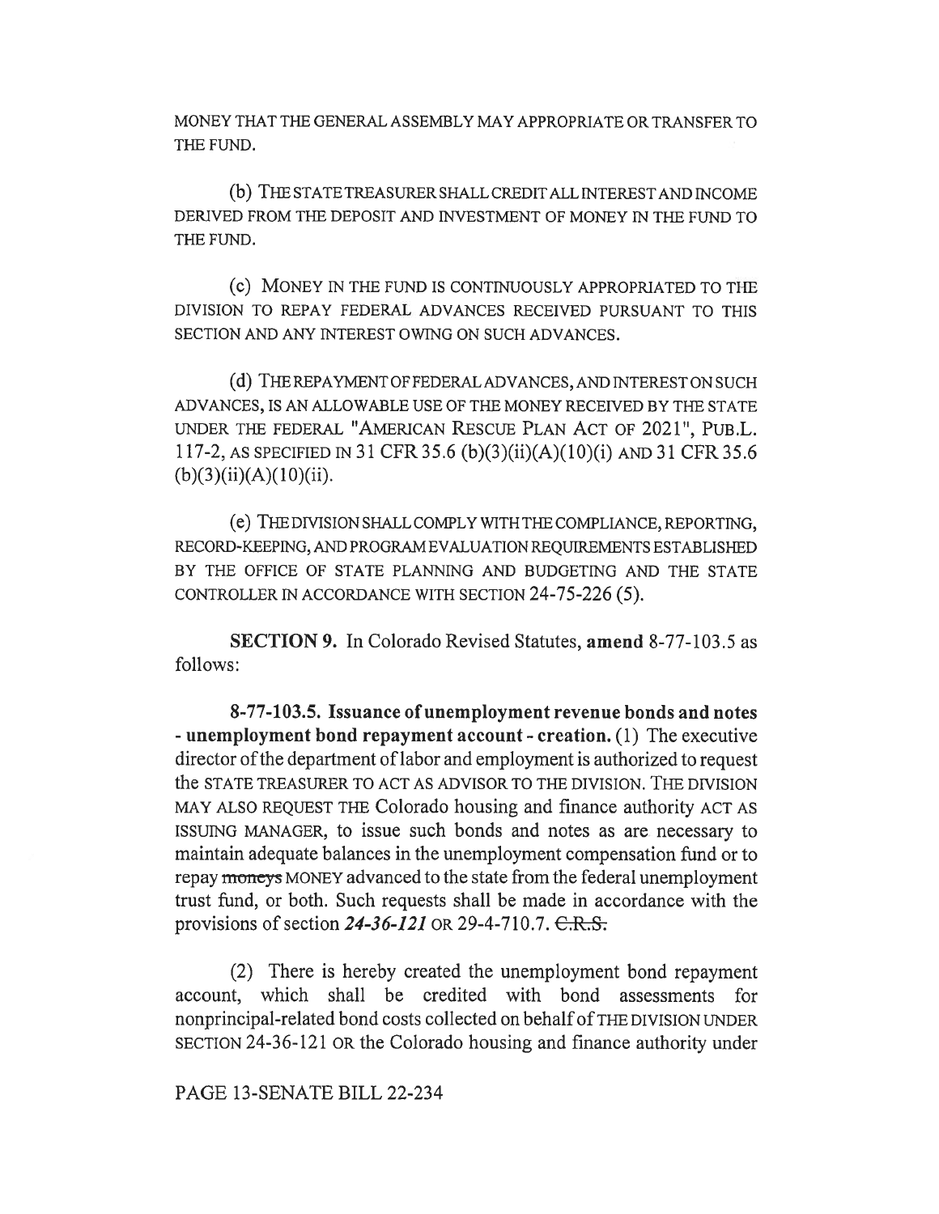MONEY THAT THE GENERAL ASSEMBLY MAY APPROPRIATE OR TRANSFER TO THE FUND.

(b) THE STATE TREASURER SHALL CREDIT ALL INTEREST AND INCOME DERIVED FROM THE DEPOSIT AND INVESTMENT OF MONEY IN THE FUND TO THE FUND.

(c) MONEY IN THE FUND IS CONTINUOUSLY APPROPRIATED TO THE DIVISION TO REPAY FEDERAL ADVANCES RECEIVED PURSUANT TO THIS SECTION AND ANY INTEREST OWING ON SUCH ADVANCES.

(d) THE REPAYMENT OF FEDERAL ADVANCES, AND INTEREST ON SUCH ADVANCES, IS AN ALLOWABLE USE OF THE MONEY RECEIVED BY THE STATE UNDER THE FEDERAL "AMERICAN RESCUE PLAN ACT OF 2021", PUB.L. 117-2, AS SPECIFIED IN 31 CFR 35.6 (b)(3)(ii)(A)(10)(i) AND 31 CFR 35.6 (b)(3)(ii)(A)(10)(ii).

(e) THE DIVISION SHALL COMPLY WITH THE COMPLIANCE, REPORTING, RECORD-KEEPING, AND PROGRAM EVALUATION REQUIREMENTS ESTABLISHED BY THE OFFICE OF STATE PLANNING AND BUDGETING AND THE STATE CONTROLLER IN ACCORDANCE WITH SECTION 24-75-226 (5).

**SECTION 9.** In Colorado Revised Statutes, **amend** 8-77-103.5 as follows:

**8-77-103.5. Issuance of unemployment revenue bonds and notes - unemployment bond repayment account - creation.** (1) The executive director of the department of labor and employment is authorized to request the STATE TREASURER TO ACT AS ADVISOR TO THE DIVISION. THE DIVISION MAY ALSO REQUEST THE Colorado housing and finance authority ACT AS ISSUING MANAGER, to issue such bonds and notes as are necessary to maintain adequate balances in the unemployment compensation fund or to repay ~~moneys~~ MONEY advanced to the state from the federal unemployment trust fund, or both. Such requests shall be made in accordance with the provisions of section *24-36-121* OR 29-4-710.7. ~~C.R.S.~~

(2) There is hereby created the unemployment bond repayment account, which shall be credited with bond assessments for nonprincipal-related bond costs collected on behalf of THE DIVISION UNDER SECTION 24-36-121 OR the Colorado housing and finance authority under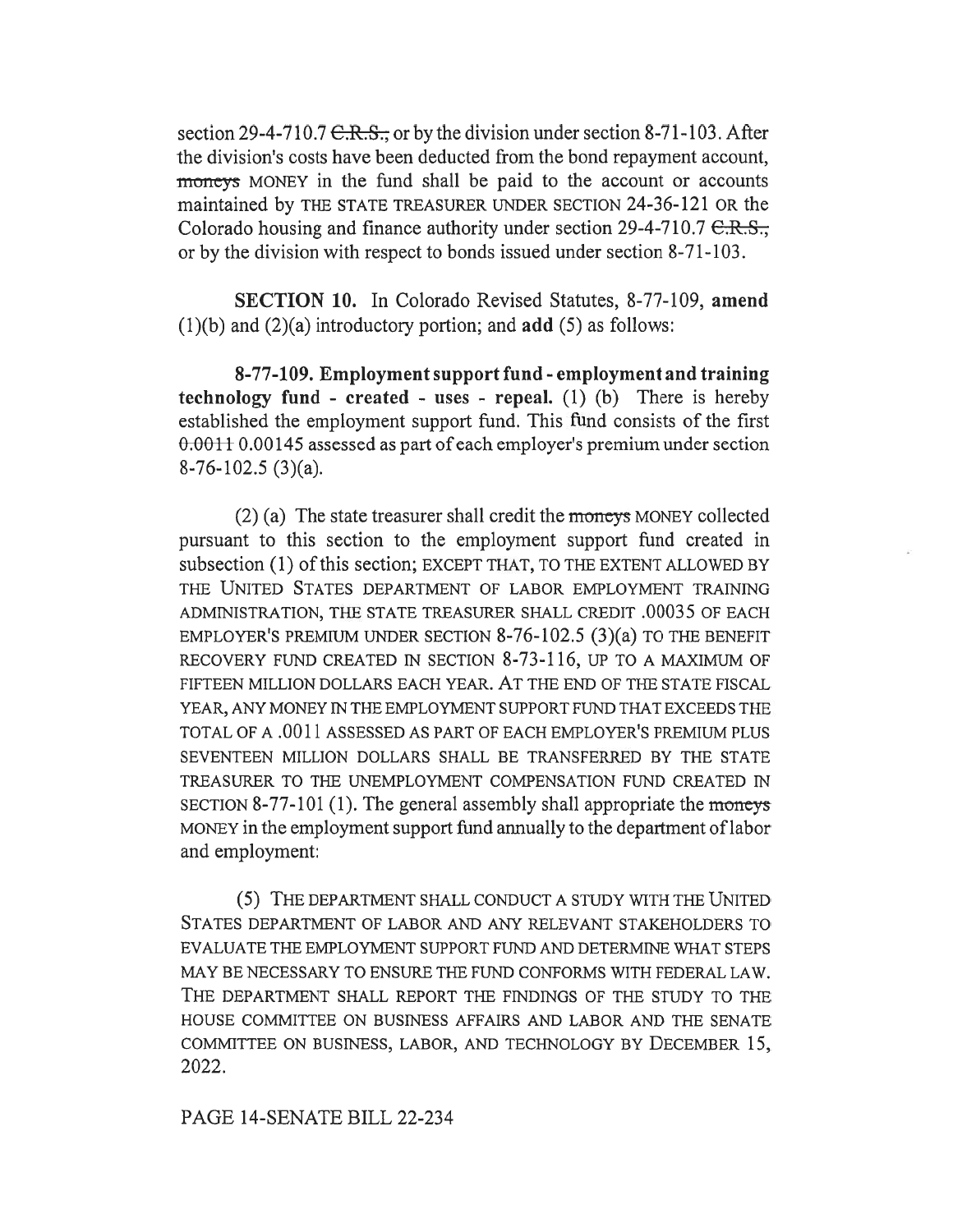section 29-4-710.7 ~~C.R.S.,~~ or by the division under section 8-71-103. After the division's costs have been deducted from the bond repayment account, ~~moneys~~ MONEY in the fund shall be paid to the account or accounts maintained by THE STATE TREASURER UNDER SECTION 24-36-121 OR the Colorado housing and finance authority under section 29-4-710.7 ~~C.R.S.,~~ or by the division with respect to bonds issued under section 8-71-103.

**SECTION 10.** In Colorado Revised Statutes, 8-77-109, **amend** (1)(b) and (2)(a) introductory portion; and **add** (5) as follows:

**8-77-109. Employment support fund - employment and training technology fund - created - uses - repeal.** (1) (b) There is hereby established the employment support fund. This fund consists of the first ~~0.0011~~ 0.00145 assessed as part of each employer's premium under section 8-76-102.5 (3)(a).

(2) (a) The state treasurer shall credit the ~~moneys~~ MONEY collected pursuant to this section to the employment support fund created in subsection (1) of this section; EXCEPT THAT, TO THE EXTENT ALLOWED BY THE UNITED STATES DEPARTMENT OF LABOR EMPLOYMENT TRAINING ADMINISTRATION, THE STATE TREASURER SHALL CREDIT .00035 OF EACH EMPLOYER'S PREMIUM UNDER SECTION 8-76-102.5 (3)(a) TO THE BENEFIT RECOVERY FUND CREATED IN SECTION 8-73-116, UP TO A MAXIMUM OF FIFTEEN MILLION DOLLARS EACH YEAR. AT THE END OF THE STATE FISCAL YEAR, ANY MONEY IN THE EMPLOYMENT SUPPORT FUND THAT EXCEEDS THE TOTAL OF A .0011 ASSESSED AS PART OF EACH EMPLOYER'S PREMIUM PLUS SEVENTEEN MILLION DOLLARS SHALL BE TRANSFERRED BY THE STATE TREASURER TO THE UNEMPLOYMENT COMPENSATION FUND CREATED IN SECTION 8-77-101 (1). The general assembly shall appropriate the ~~moneys~~ MONEY in the employment support fund annually to the department of labor and employment:

(5) THE DEPARTMENT SHALL CONDUCT A STUDY WITH THE UNITED STATES DEPARTMENT OF LABOR AND ANY RELEVANT STAKEHOLDERS TO EVALUATE THE EMPLOYMENT SUPPORT FUND AND DETERMINE WHAT STEPS MAY BE NECESSARY TO ENSURE THE FUND CONFORMS WITH FEDERAL LAW. THE DEPARTMENT SHALL REPORT THE FINDINGS OF THE STUDY TO THE HOUSE COMMITTEE ON BUSINESS AFFAIRS AND LABOR AND THE SENATE COMMITTEE ON BUSINESS, LABOR, AND TECHNOLOGY BY DECEMBER 15, 2022.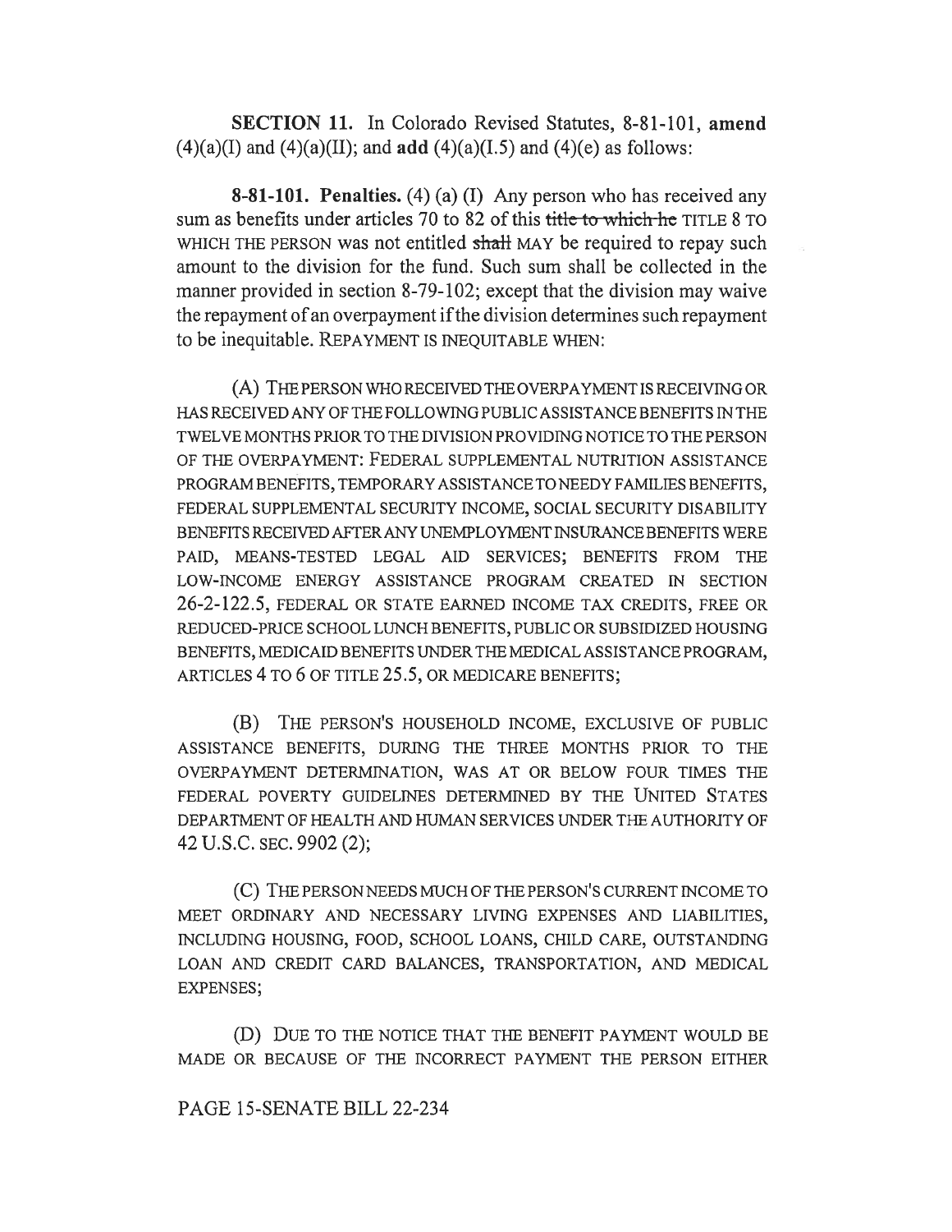**SECTION 11.** In Colorado Revised Statutes, 8-81-101, **amend** (4)(a)(I) and (4)(a)(II); and **add** (4)(a)(I.5) and (4)(e) as follows:

**8-81-101. Penalties.** (4) (a) (I) Any person who has received any sum as benefits under articles 70 to 82 of this ~~title to which he~~ TITLE 8 TO WHICH THE PERSON was not entitled ~~shall~~ MAY be required to repay such amount to the division for the fund. Such sum shall be collected in the manner provided in section 8-79-102; except that the division may waive the repayment of an overpayment if the division determines such repayment to be inequitable. REPAYMENT IS INEQUITABLE WHEN:

(A) THE PERSON WHO RECEIVED THE OVERPAYMENT IS RECEIVING OR HAS RECEIVED ANY OF THE FOLLOWING PUBLIC ASSISTANCE BENEFITS IN THE TWELVE MONTHS PRIOR TO THE DIVISION PROVIDING NOTICE TO THE PERSON OF THE OVERPAYMENT: FEDERAL SUPPLEMENTAL NUTRITION ASSISTANCE PROGRAM BENEFITS, TEMPORARY ASSISTANCE TO NEEDY FAMILIES BENEFITS, FEDERAL SUPPLEMENTAL SECURITY INCOME, SOCIAL SECURITY DISABILITY BENEFITS RECEIVED AFTER ANY UNEMPLOYMENT INSURANCE BENEFITS WERE PAID, MEANS-TESTED LEGAL AID SERVICES; BENEFITS FROM THE LOW-INCOME ENERGY ASSISTANCE PROGRAM CREATED IN SECTION 26-2-122.5, FEDERAL OR STATE EARNED INCOME TAX CREDITS, FREE OR REDUCED-PRICE SCHOOL LUNCH BENEFITS, PUBLIC OR SUBSIDIZED HOUSING BENEFITS, MEDICAID BENEFITS UNDER THE MEDICAL ASSISTANCE PROGRAM, ARTICLES 4 TO 6 OF TITLE 25.5, OR MEDICARE BENEFITS;

(B) THE PERSON'S HOUSEHOLD INCOME, EXCLUSIVE OF PUBLIC ASSISTANCE BENEFITS, DURING THE THREE MONTHS PRIOR TO THE OVERPAYMENT DETERMINATION, WAS AT OR BELOW FOUR TIMES THE FEDERAL POVERTY GUIDELINES DETERMINED BY THE UNITED STATES DEPARTMENT OF HEALTH AND HUMAN SERVICES UNDER THE AUTHORITY OF 42 U.S.C. SEC. 9902 (2);

(C) THE PERSON NEEDS MUCH OF THE PERSON'S CURRENT INCOME TO MEET ORDINARY AND NECESSARY LIVING EXPENSES AND LIABILITIES, INCLUDING HOUSING, FOOD, SCHOOL LOANS, CHILD CARE, OUTSTANDING LOAN AND CREDIT CARD BALANCES, TRANSPORTATION, AND MEDICAL EXPENSES;

(D) DUE TO THE NOTICE THAT THE BENEFIT PAYMENT WOULD BE MADE OR BECAUSE OF THE INCORRECT PAYMENT THE PERSON EITHER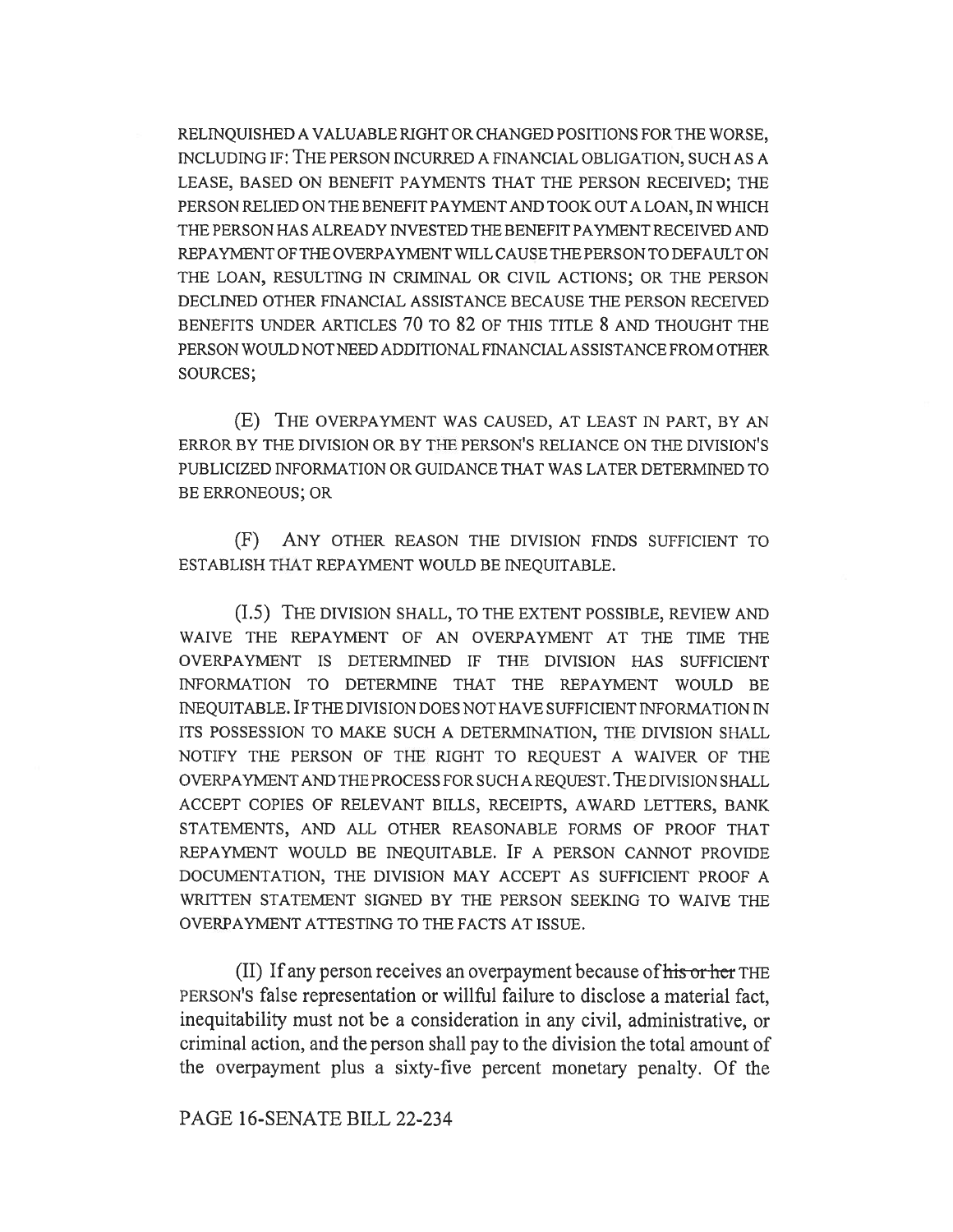RELINQUISHED A VALUABLE RIGHT OR CHANGED POSITIONS FOR THE WORSE, INCLUDING IF: THE PERSON INCURRED A FINANCIAL OBLIGATION, SUCH AS A LEASE, BASED ON BENEFIT PAYMENTS THAT THE PERSON RECEIVED; THE PERSON RELIED ON THE BENEFIT PAYMENT AND TOOK OUT A LOAN, IN WHICH THE PERSON HAS ALREADY INVESTED THE BENEFIT PAYMENT RECEIVED AND REPAYMENT OF THE OVERPAYMENT WILL CAUSE THE PERSON TO DEFAULT ON THE LOAN, RESULTING IN CRIMINAL OR CIVIL ACTIONS; OR THE PERSON DECLINED OTHER FINANCIAL ASSISTANCE BECAUSE THE PERSON RECEIVED BENEFITS UNDER ARTICLES 70 TO 82 OF THIS TITLE 8 AND THOUGHT THE PERSON WOULD NOT NEED ADDITIONAL FINANCIAL ASSISTANCE FROM OTHER SOURCES;

(E) THE OVERPAYMENT WAS CAUSED, AT LEAST IN PART, BY AN ERROR BY THE DIVISION OR BY THE PERSON'S RELIANCE ON THE DIVISION'S PUBLICIZED INFORMATION OR GUIDANCE THAT WAS LATER DETERMINED TO BE ERRONEOUS; OR

(F) ANY OTHER REASON THE DIVISION FINDS SUFFICIENT TO ESTABLISH THAT REPAYMENT WOULD BE INEQUITABLE.

(I.5) THE DIVISION SHALL, TO THE EXTENT POSSIBLE, REVIEW AND WAIVE THE REPAYMENT OF AN OVERPAYMENT AT THE TIME THE OVERPAYMENT IS DETERMINED IF THE DIVISION HAS SUFFICIENT INFORMATION TO DETERMINE THAT THE REPAYMENT WOULD BE INEQUITABLE. IF THE DIVISION DOES NOT HAVE SUFFICIENT INFORMATION IN ITS POSSESSION TO MAKE SUCH A DETERMINATION, THE DIVISION SHALL NOTIFY THE PERSON OF THE RIGHT TO REQUEST A WAIVER OF THE OVERPAYMENT AND THE PROCESS FOR SUCH A REQUEST. THE DIVISION SHALL ACCEPT COPIES OF RELEVANT BILLS, RECEIPTS, AWARD LETTERS, BANK STATEMENTS, AND ALL OTHER REASONABLE FORMS OF PROOF THAT REPAYMENT WOULD BE INEQUITABLE. IF A PERSON CANNOT PROVIDE DOCUMENTATION, THE DIVISION MAY ACCEPT AS SUFFICIENT PROOF A WRITTEN STATEMENT SIGNED BY THE PERSON SEEKING TO WAIVE THE OVERPAYMENT ATTESTING TO THE FACTS AT ISSUE.

(II) If any person receives an overpayment because of ~~his or her~~ THE PERSON'S false representation or willful failure to disclose a material fact, inequitability must not be a consideration in any civil, administrative, or criminal action, and the person shall pay to the division the total amount of the overpayment plus a sixty-five percent monetary penalty. Of the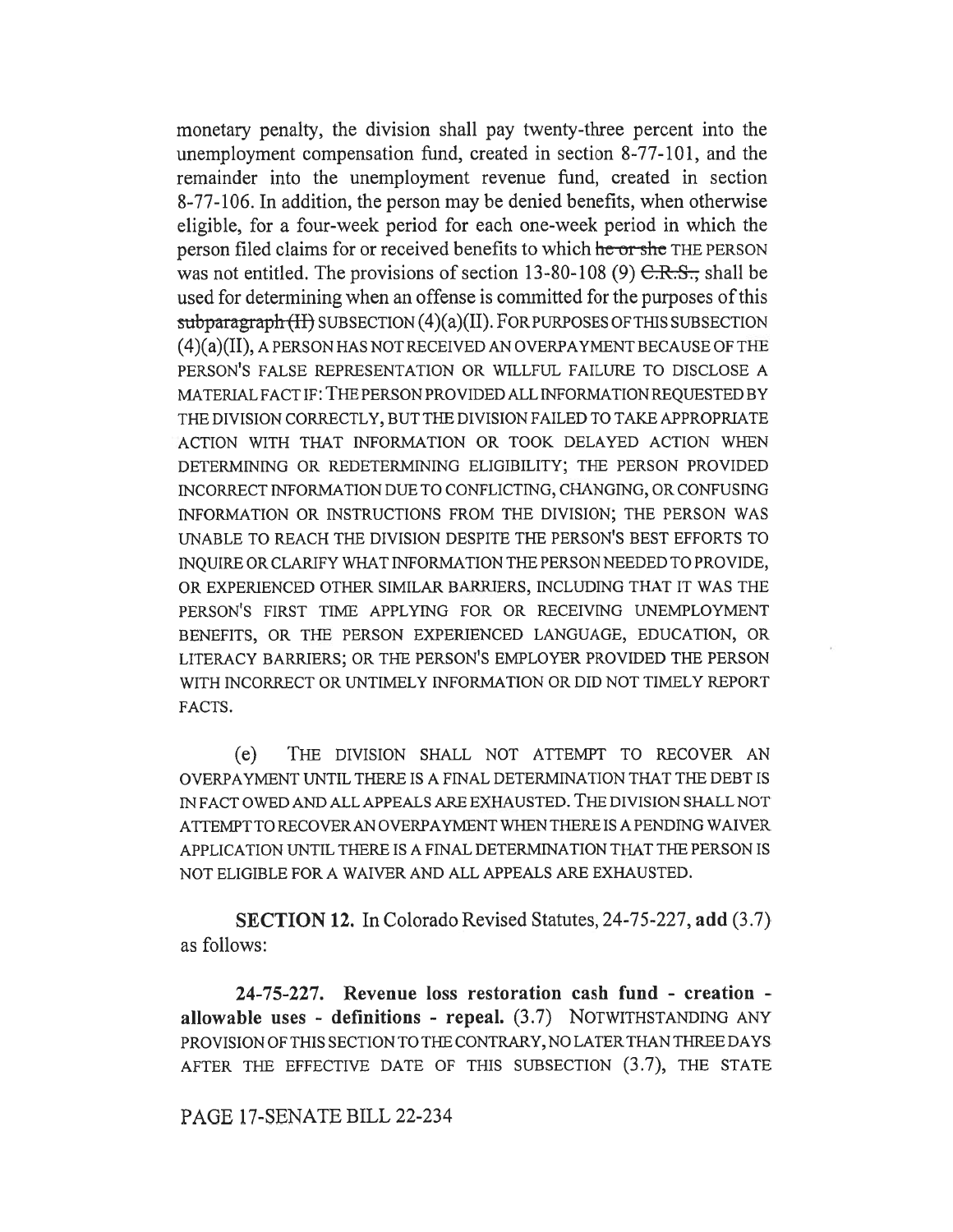monetary penalty, the division shall pay twenty-three percent into the unemployment compensation fund, created in section 8-77-101, and the remainder into the unemployment revenue fund, created in section 8-77-106. In addition, the person may be denied benefits, when otherwise eligible, for a four-week period for each one-week period in which the person filed claims for or received benefits to which ~~he or she~~ THE PERSON was not entitled. The provisions of section 13-80-108 (9) ~~C.R.S.,~~ shall be used for determining when an offense is committed for the purposes of this ~~subparagraph (II)~~ SUBSECTION (4)(a)(II). FOR PURPOSES OF THIS SUBSECTION (4)(a)(II), A PERSON HAS NOT RECEIVED AN OVERPAYMENT BECAUSE OF THE PERSON'S FALSE REPRESENTATION OR WILLFUL FAILURE TO DISCLOSE A MATERIAL FACT IF: THE PERSON PROVIDED ALL INFORMATION REQUESTED BY THE DIVISION CORRECTLY, BUT THE DIVISION FAILED TO TAKE APPROPRIATE ACTION WITH THAT INFORMATION OR TOOK DELAYED ACTION WHEN DETERMINING OR REDETERMINING ELIGIBILITY; THE PERSON PROVIDED INCORRECT INFORMATION DUE TO CONFLICTING, CHANGING, OR CONFUSING INFORMATION OR INSTRUCTIONS FROM THE DIVISION; THE PERSON WAS UNABLE TO REACH THE DIVISION DESPITE THE PERSON'S BEST EFFORTS TO INQUIRE OR CLARIFY WHAT INFORMATION THE PERSON NEEDED TO PROVIDE, OR EXPERIENCED OTHER SIMILAR BARRIERS, INCLUDING THAT IT WAS THE PERSON'S FIRST TIME APPLYING FOR OR RECEIVING UNEMPLOYMENT BENEFITS, OR THE PERSON EXPERIENCED LANGUAGE, EDUCATION, OR LITERACY BARRIERS; OR THE PERSON'S EMPLOYER PROVIDED THE PERSON WITH INCORRECT OR UNTIMELY INFORMATION OR DID NOT TIMELY REPORT FACTS.

(e) THE DIVISION SHALL NOT ATTEMPT TO RECOVER AN OVERPAYMENT UNTIL THERE IS A FINAL DETERMINATION THAT THE DEBT IS IN FACT OWED AND ALL APPEALS ARE EXHAUSTED. THE DIVISION SHALL NOT ATTEMPT TO RECOVER AN OVERPAYMENT WHEN THERE IS A PENDING WAIVER APPLICATION UNTIL THERE IS A FINAL DETERMINATION THAT THE PERSON IS NOT ELIGIBLE FOR A WAIVER AND ALL APPEALS ARE EXHAUSTED.

**SECTION 12.** In Colorado Revised Statutes, 24-75-227, **add** (3.7) as follows:

**24-75-227. Revenue loss restoration cash fund - creation - allowable uses - definitions - repeal.** (3.7) NOTWITHSTANDING ANY PROVISION OF THIS SECTION TO THE CONTRARY, NO LATER THAN THREE DAYS AFTER THE EFFECTIVE DATE OF THIS SUBSECTION (3.7), THE STATE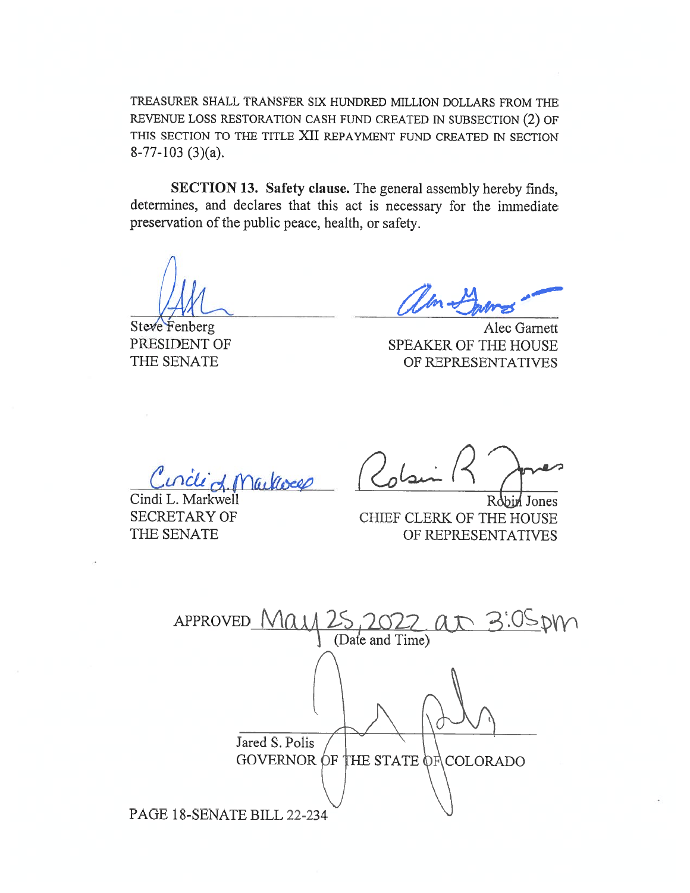TREASURER SHALL TRANSFER SIX HUNDRED MILLION DOLLARS FROM THE REVENUE LOSS RESTORATION CASH FUND CREATED IN SUBSECTION (2) OF THIS SECTION TO THE TITLE XII REPAYMENT FUND CREATED IN SECTION 8-77-103 (3)(a).

**SECTION 13. Safety clause.** The general assembly hereby finds, determines, and declares that this act is necessary for the immediate preservation of the public peace, health, or safety.

Steve Fenberg
PRESIDENT OF
THE SENATE

Alec Garnett
SPEAKER OF THE HOUSE
OF REPRESENTATIVES

Cindi L. Markwell
SECRETARY OF
THE SENATE

Robin Jones
CHIEF CLERK OF THE HOUSE
OF REPRESENTATIVES

APPROVED May 25, 2022 at 3:05pm
(Date and Time)

Jared S. Polis
GOVERNOR OF THE STATE OF COLORADO

PAGE 18-SENATE BILL 22-234